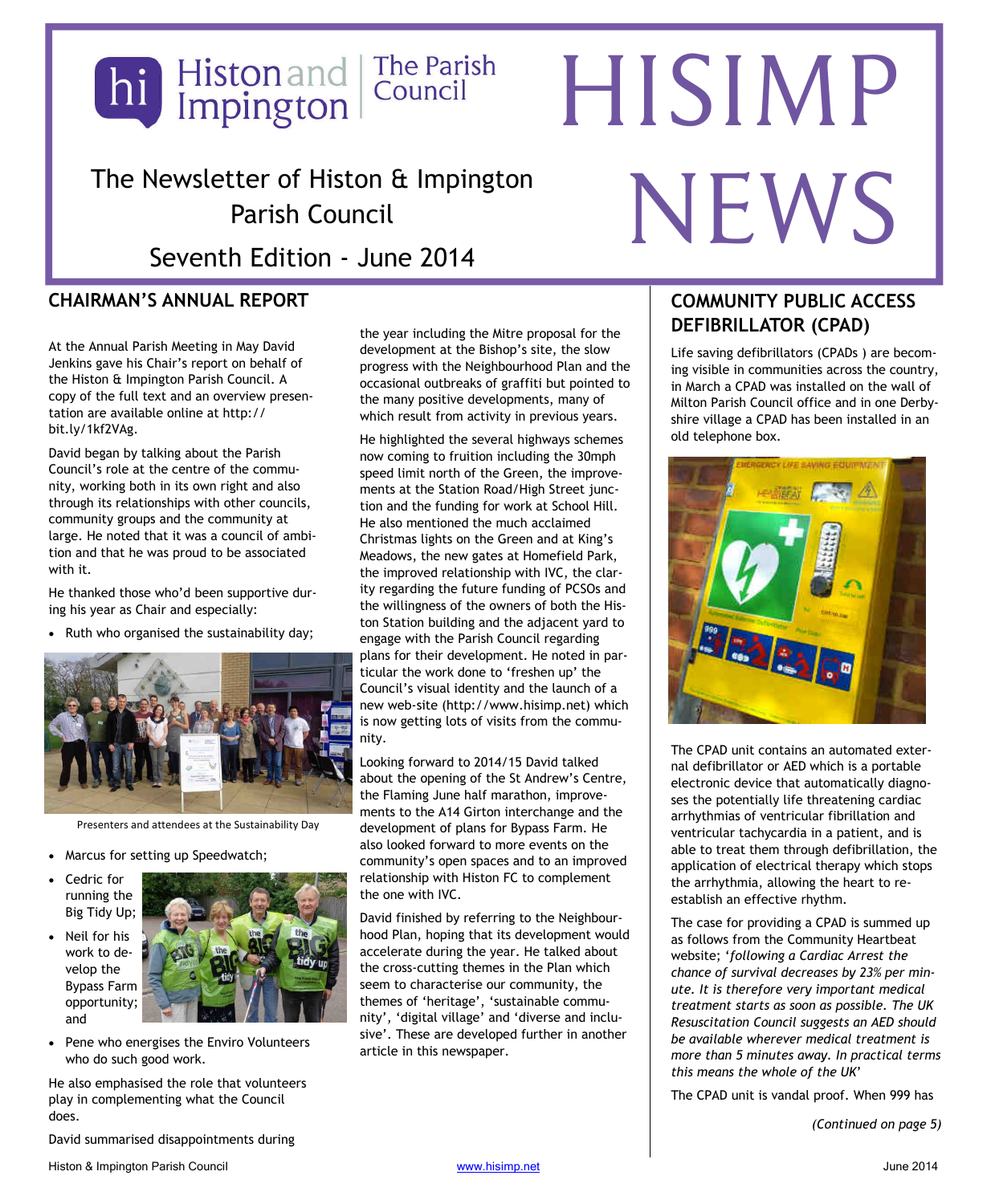Histon and Impington | The Parish Council

# HISIMP NEWS

The Newsletter of Histon & Impington Parish Council

Seventh Edition - June 2014

## CHAIRMAN'S ANNUAL REPORT

At the Annual Parish Meeting in May David Jenkins gave his Chair's report on behalf of the Histon & Impington Parish Council. A copy of the full text and an overview presentation are available online at http://bit.ly/1kf2VAg.

David began by talking about the Parish Council's role at the centre of the community, working both in its own right and also through its relationships with other councils, community groups and the community at large. He noted that it was a council of ambition and that he was proud to be associated with it.

He thanked those who'd been supportive during his year as Chair and especially:

- Ruth who organised the sustainability day;

Presenters and attendees at the Sustainability Day

- Marcus for setting up Speedwatch;
- Cedric for running the Big Tidy Up;
- Neil for his work to develop the Bypass Farm opportunity; and
- Pene who energises the Enviro Volunteers who do such good work.

He also emphasised the role that volunteers play in complementing what the Council does.

David summarised disappointments during the year including the Mitre proposal for the development at the Bishop's site, the slow progress with the Neighbourhood Plan and the occasional outbreaks of graffiti but pointed to the many positive developments, many of which result from activity in previous years.

He highlighted the several highways schemes now coming to fruition including the 30mph speed limit north of the Green, the improvements at the Station Road/High Street junction and the funding for work at School Hill. He also mentioned the much acclaimed Christmas lights on the Green and at King's Meadows, the new gates at Homefield Park, the improved relationship with IVC, the clarity regarding the future funding of PCSOs and the willingness of the owners of both the Histon Station building and the adjacent yard to engage with the Parish Council regarding plans for their development. He noted in particular the work done to 'freshen up' the Council's visual identity and the launch of a new web-site (http://www.hisimp.net) which is now getting lots of visits from the community.

Looking forward to 2014/15 David talked about the opening of the St Andrew's Centre, the Flaming June half marathon, improvements to the A14 Girton interchange and the development of plans for Bypass Farm. He also looked forward to more events on the community's open spaces and to an improved relationship with Histon FC to complement the one with IVC.

David finished by referring to the Neighbourhood Plan, hoping that its development would accelerate during the year. He talked about the cross-cutting themes in the Plan which seem to characterise our community, the themes of 'heritage', 'sustainable community', 'digital village' and 'diverse and inclusive'. These are developed further in another article in this newspaper.

## COMMUNITY PUBLIC ACCESS DEFIBRILLATOR (CPAD)

Life saving defibrillators (CPADs ) are becoming visible in communities across the country, in March a CPAD was installed on the wall of Milton Parish Council office and in one Derbyshire village a CPAD has been installed in an old telephone box.

The CPAD unit contains an automated external defibrillator or AED which is a portable electronic device that automatically diagnoses the potentially life threatening cardiac arrhythmias of ventricular fibrillation and ventricular tachycardia in a patient, and is able to treat them through defibrillation, the application of electrical therapy which stops the arrhythmia, allowing the heart to re-establish an effective rhythm.

The case for providing a CPAD is summed up as follows from the Community Heartbeat website; '*following a Cardiac Arrest the chance of survival decreases by 23% per minute. It is therefore very important medical treatment starts as soon as possible. The UK Resuscitation Council suggests an AED should be available wherever medical treatment is more than 5 minutes away. In practical terms this means the whole of the UK*'

The CPAD unit is vandal proof. When 999 has

*(Continued on page 5)*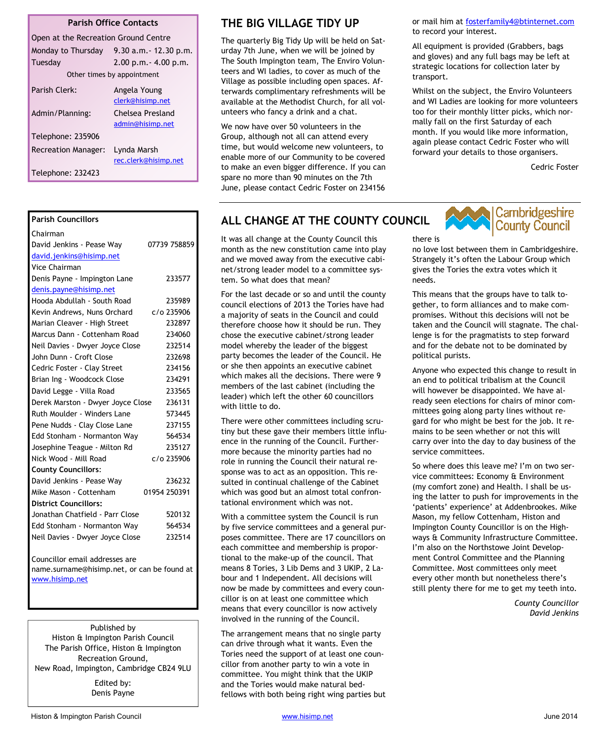## Parish Office Contacts

Open at the Recreation Ground Centre

| | |
|---|---|
| Monday to Thursday | 9.30 a.m.- 12.30 p.m. |
| Tuesday | 2.00 p.m.- 4.00 p.m. |

Other times by appointment

| | |
|---|---|
| Parish Clerk: | Angela Young clerk@hisimp.net |
| Admin/Planning: | Chelsea Presland admin@hisimp.net |
| Telephone: 235906 | |
| Recreation Manager: | Lynda Marsh rec.clerk@hisimp.net |
| Telephone: 232423 | |

## Parish Councillors

| | |
|---|---|
| **Chairman** | |
| David Jenkins - Pease Way | 07739 758859 |
| david.jenkins@hisimp.net | |
| **Vice Chairman** | |
| Denis Payne - Impington Lane | 233577 |
| denis.payne@hisimp.net | |
| Hooda Abdullah - South Road | 235989 |
| Kevin Andrews, Nuns Orchard | c/o 235906 |
| Marian Cleaver - High Street | 232897 |
| Marcus Dann - Cottenham Road | 234060 |
| Neil Davies - Dwyer Joyce Close | 232514 |
| John Dunn - Croft Close | 232698 |
| Cedric Foster - Clay Street | 234156 |
| Brian Ing - Woodcock Close | 234291 |
| David Legge - Villa Road | 233565 |
| Derek Marston - Dwyer Joyce Close | 236131 |
| Ruth Moulder - Winders Lane | 573445 |
| Pene Nudds - Clay Close Lane | 237155 |
| Edd Stonham - Normanton Way | 564534 |
| Josephine Teague - Milton Rd | 235127 |
| Nick Wood - Mill Road | c/o 235906 |
| **County Councillors:** | |
| David Jenkins - Pease Way | 236232 |
| Mike Mason - Cottenham | 01954 250391 |
| **District Councillors:** | |
| Jonathan Chatfield - Parr Close | 520132 |
| Edd Stonham - Normanton Way | 564534 |
| Neil Davies - Dwyer Joyce Close | 232514 |

Councillor email addresses are name.surname@hisimp.net, or can be found at www.hisimp.net

Published by
Histon & Impington Parish Council
The Parish Office, Histon & Impington Recreation Ground,
New Road, Impington, Cambridge CB24 9LU

Edited by:
Denis Payne

# THE BIG VILLAGE TIDY UP

The quarterly Big Tidy Up will be held on Saturday 7th June, when we will be joined by The South Impington team, The Enviro Volunteers and WI ladies, to cover as much of the Village as possible including open spaces. Afterwards complimentary refreshments will be available at the Methodist Church, for all volunteers who fancy a drink and a chat.

We now have over 50 volunteers in the Group, although not all can attend every time, but would welcome new volunteers, to enable more of our Community to be covered to make an even bigger difference. If you can spare no more than 90 minutes on the 7th June, please contact Cedric Foster on 234156 or mail him at fosterfamily4@btinternet.com to record your interest.

All equipment is provided (Grabbers, bags and gloves) and any full bags may be left at strategic locations for collection later by transport.

Whilst on the subject, the Enviro Volunteers and WI Ladies are looking for more volunteers too for their monthly litter picks, which normally fall on the first Saturday of each month. If you would like more information, again please contact Cedric Foster who will forward your details to those organisers.

Cedric Foster

# ALL CHANGE AT THE COUNTY COUNCIL

Cambridgeshire County Council

It was all change at the County Council this month as the new constitution came into play and we moved away from the executive cabinet/strong leader model to a committee system. So what does that mean?

For the last decade or so and until the county council elections of 2013 the Tories have had a majority of seats in the Council and could therefore choose how it should be run. They chose the executive cabinet/strong leader model whereby the leader of the biggest party becomes the leader of the Council. He or she then appoints an executive cabinet which makes all the decisions. There were 9 members of the last cabinet (including the leader) which left the other 60 councillors with little to do.

There were other committees including scrutiny but these gave their members little influence in the running of the Council. Furthermore because the minority parties had no role in running the Council their natural response was to act as an opposition. This resulted in continual challenge of the Cabinet which was good but an almost total confrontational environment which was not.

With a committee system the Council is run by five service committees and a general purposes committee. There are 17 councillors on each committee and membership is proportional to the make-up of the council. That means 8 Tories, 3 Lib Dems and 3 UKIP, 2 Labour and 1 Independent. All decisions will now be made by committees and every councillor is on at least one committee which means that every councillor is now actively involved in the running of the Council.

The arrangement means that no single party can drive through what it wants. Even the Tories need the support of at least one councillor from another party to win a vote in committee. You might think that the UKIP and the Tories would make natural bedfellows with both being right wing parties but there is no love lost between them in Cambridgeshire. Strangely it's often the Labour Group which gives the Tories the extra votes which it needs.

This means that the groups have to talk together, to form alliances and to make compromises. Without this decisions will not be taken and the Council will stagnate. The challenge is for the pragmatists to step forward and for the debate not to be dominated by political purists.

Anyone who expected this change to result in an end to political tribalism at the Council will however be disappointed. We have already seen elections for chairs of minor committees going along party lines without regard for who might be best for the job. It remains to be seen whether or not this will carry over into the day to day business of the service committees.

So where does this leave me? I'm on two service committees: Economy & Environment (my comfort zone) and Health. I shall be using the latter to push for improvements in the 'patients' experience' at Addenbrookes. Mike Mason, my fellow Cottenham, Histon and Impington County Councillor is on the Highways & Community Infrastructure Committee. I'm also on the Northstowe Joint Development Control Committee and the Planning Committee. Most committees only meet every other month but nonetheless there's still plenty there for me to get my teeth into.

*County Councillor*
*David Jenkins*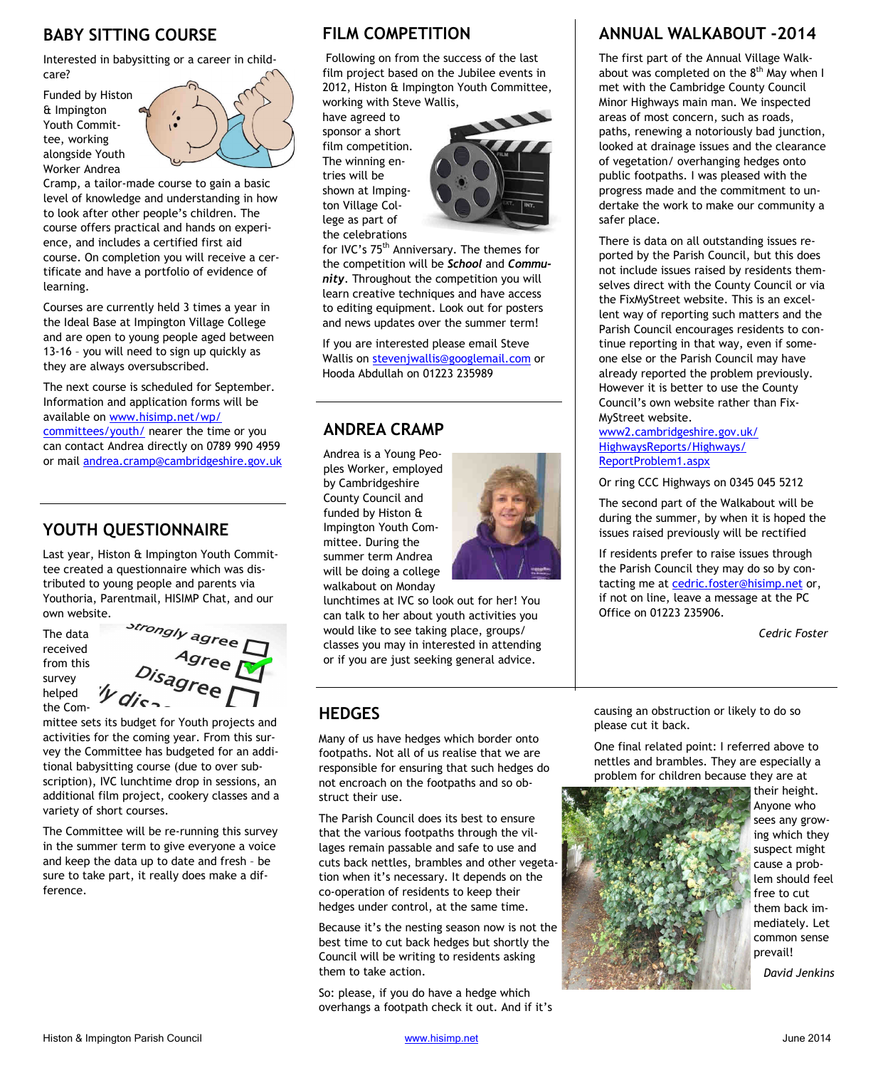## BABY SITTING COURSE

Interested in babysitting or a career in child-care?

Funded by Histon & Impington Youth Committee, working alongside Youth Worker Andrea Cramp, a tailor-made course to gain a basic level of knowledge and understanding in how to look after other people's children. The course offers practical and hands on experience, and includes a certified first aid course. On completion you will receive a certificate and have a portfolio of evidence of learning.

Courses are currently held 3 times a year in the Ideal Base at Impington Village College and are open to young people aged between 13-16 – you will need to sign up quickly as they are always oversubscribed.

The next course is scheduled for September. Information and application forms will be available on www.hisimp.net/wp/committees/youth/ nearer the time or you can contact Andrea directly on 0789 990 4959 or mail andrea.cramp@cambridgeshire.gov.uk

## YOUTH QUESTIONNAIRE

Last year, Histon & Impington Youth Committee created a questionnaire which was distributed to young people and parents via Youthoria, Parentmail, HISIMP Chat, and our own website.

The data received from this survey helped the Committee sets its budget for Youth projects and activities for the coming year. From this survey the Committee has budgeted for an additional babysitting course (due to over subscription), IVC lunchtime drop in sessions, an additional film project, cookery classes and a variety of short courses.

The Committee will be re-running this survey in the summer term to give everyone a voice and keep the data up to date and fresh – be sure to take part, it really does make a difference.

## FILM COMPETITION

Following on from the success of the last film project based on the Jubilee events in 2012, Histon & Impington Youth Committee, working with Steve Wallis, have agreed to sponsor a short film competition. The winning entries will be shown at Impington Village College as part of the celebrations for IVC's 75th Anniversary. The themes for the competition will be ***School*** and ***Community***. Throughout the competition you will learn creative techniques and have access to editing equipment. Look out for posters and news updates over the summer term!

If you are interested please email Steve Wallis on stevenjwallis@googlemail.com or Hooda Abdullah on 01223 235989

## ANDREA CRAMP

Andrea is a Young Peoples Worker, employed by Cambridgeshire County Council and funded by Histon & Impington Youth Committee. During the summer term Andrea will be doing a college walkabout on Monday lunchtimes at IVC so look out for her! You can talk to her about youth activities you would like to see taking place, groups/ classes you may in interested in attending or if you are just seeking general advice.

## ANNUAL WALKABOUT -2014

The first part of the Annual Village Walkabout was completed on the 8th May when I met with the Cambridge County Council Minor Highways main man. We inspected areas of most concern, such as roads, paths, renewing a notoriously bad junction, looked at drainage issues and the clearance of vegetation/ overhanging hedges onto public footpaths. I was pleased with the progress made and the commitment to undertake the work to make our community a safer place.

There is data on all outstanding issues reported by the Parish Council, but this does not include issues raised by residents themselves direct with the County Council or via the FixMyStreet website. This is an excellent way of reporting such matters and the Parish Council encourages residents to continue reporting in that way, even if someone else or the Parish Council may have already reported the problem previously. However it is better to use the County Council's own website rather than FixMyStreet website.
www2.cambridgeshire.gov.uk/HighwaysReports/Highways/ReportProblem1.aspx

Or ring CCC Highways on 0345 045 5212

The second part of the Walkabout will be during the summer, by when it is hoped the issues raised previously will be rectified

If residents prefer to raise issues through the Parish Council they may do so by contacting me at cedric.foster@hisimp.net or, if not on line, leave a message at the PC Office on 01223 235906.

*Cedric Foster*

## HEDGES

Many of us have hedges which border onto footpaths. Not all of us realise that we are responsible for ensuring that such hedges do not encroach on the footpaths and so obstruct their use.

The Parish Council does its best to ensure that the various footpaths through the villages remain passable and safe to use and cuts back nettles, brambles and other vegetation when it's necessary. It depends on the co-operation of residents to keep their hedges under control, at the same time.

Because it's the nesting season now is not the best time to cut back hedges but shortly the Council will be writing to residents asking them to take action.

So: please, if you do have a hedge which overhangs a footpath check it out. And if it's causing an obstruction or likely to do so please cut it back.

One final related point: I referred above to nettles and brambles. They are especially a problem for children because they are at their height. Anyone who sees any growing which they suspect might cause a problem should feel free to cut them back immediately. Let common sense prevail!

*David Jenkins*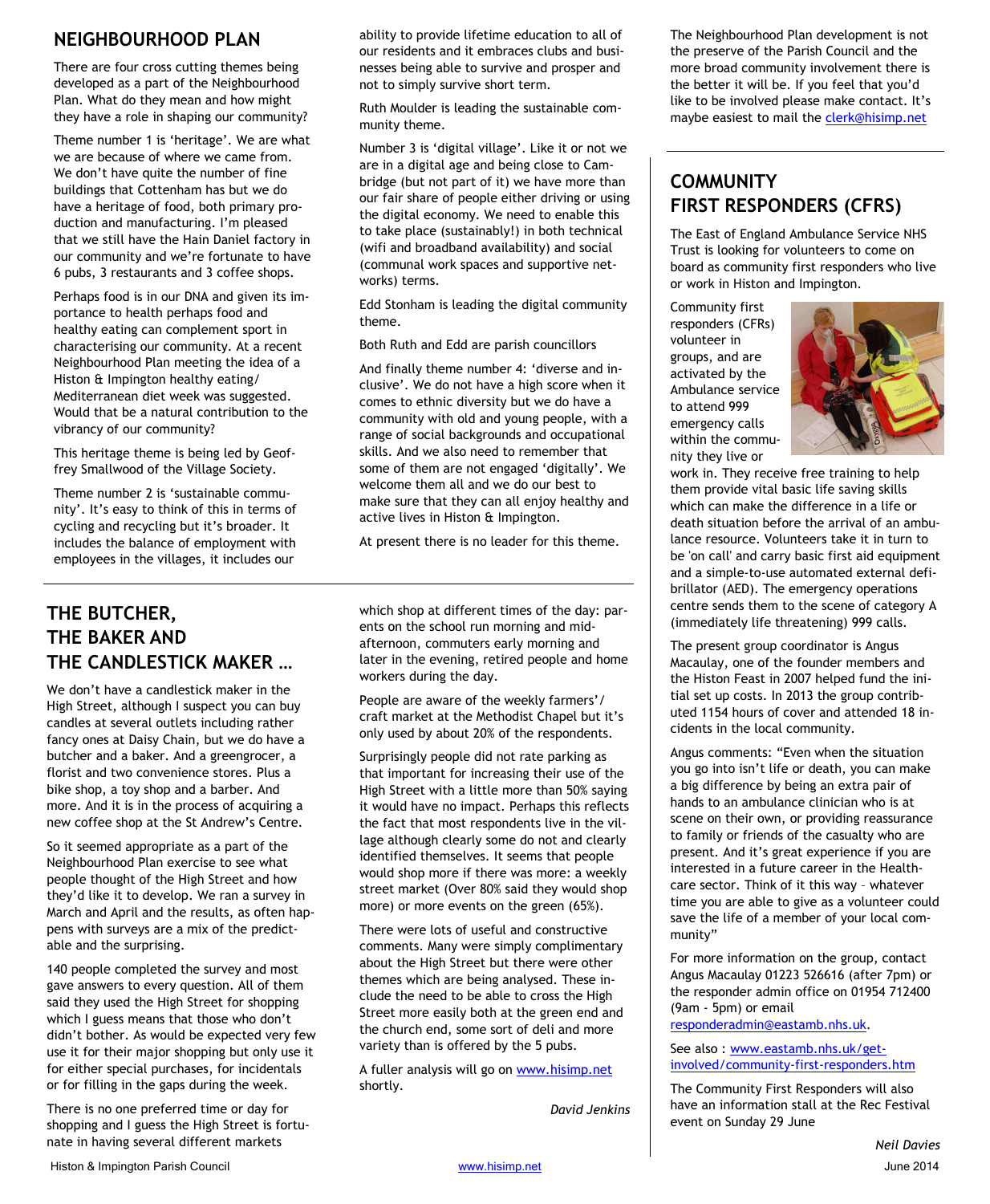## NEIGHBOURHOOD PLAN

There are four cross cutting themes being developed as a part of the Neighbourhood Plan. What do they mean and how might they have a role in shaping our community?

Theme number 1 is 'heritage'. We are what we are because of where we came from. We don't have quite the number of fine buildings that Cottenham has but we do have a heritage of food, both primary production and manufacturing. I'm pleased that we still have the Hain Daniel factory in our community and we're fortunate to have 6 pubs, 3 restaurants and 3 coffee shops.

Perhaps food is in our DNA and given its importance to health perhaps food and healthy eating can complement sport in characterising our community. At a recent Neighbourhood Plan meeting the idea of a Histon & Impington healthy eating/ Mediterranean diet week was suggested. Would that be a natural contribution to the vibrancy of our community?

This heritage theme is being led by Geoffrey Smallwood of the Village Society.

Theme number 2 is 'sustainable community'. It's easy to think of this in terms of cycling and recycling but it's broader. It includes the balance of employment with employees in the villages, it includes our ability to provide lifetime education to all of our residents and it embraces clubs and businesses being able to survive and prosper and not to simply survive short term.

Ruth Moulder is leading the sustainable community theme.

Number 3 is 'digital village'. Like it or not we are in a digital age and being close to Cambridge (but not part of it) we have more than our fair share of people either driving or using the digital economy. We need to enable this to take place (sustainably!) in both technical (wifi and broadband availability) and social (communal work spaces and supportive networks) terms.

Edd Stonham is leading the digital community theme.

Both Ruth and Edd are parish councillors

And finally theme number 4: 'diverse and inclusive'. We do not have a high score when it comes to ethnic diversity but we do have a community with old and young people, with a range of social backgrounds and occupational skills. And we also need to remember that some of them are not engaged 'digitally'. We welcome them all and we do our best to make sure that they can all enjoy healthy and active lives in Histon & Impington.

At present there is no leader for this theme.

The Neighbourhood Plan development is not the preserve of the Parish Council and the more broad community involvement there is the better it will be. If you feel that you'd like to be involved please make contact. It's maybe easiest to mail the clerk@hisimp.net

## THE BUTCHER, THE BAKER AND THE CANDLESTICK MAKER …

We don't have a candlestick maker in the High Street, although I suspect you can buy candles at several outlets including rather fancy ones at Daisy Chain, but we do have a butcher and a baker. And a greengrocer, a florist and two convenience stores. Plus a bike shop, a toy shop and a barber. And more. And it is in the process of acquiring a new coffee shop at the St Andrew's Centre.

So it seemed appropriate as a part of the Neighbourhood Plan exercise to see what people thought of the High Street and how they'd like it to develop. We ran a survey in March and April and the results, as often happens with surveys are a mix of the predictable and the surprising.

140 people completed the survey and most gave answers to every question. All of them said they used the High Street for shopping which I guess means that those who don't didn't bother. As would be expected very few use it for their major shopping but only use it for either special purchases, for incidentals or for filling in the gaps during the week.

There is no one preferred time or day for shopping and I guess the High Street is fortunate in having several different markets which shop at different times of the day: parents on the school run morning and mid-afternoon, commuters early morning and later in the evening, retired people and home workers during the day.

People are aware of the weekly farmers'/ craft market at the Methodist Chapel but it's only used by about 20% of the respondents.

Surprisingly people did not rate parking as that important for increasing their use of the High Street with a little more than 50% saying it would have no impact. Perhaps this reflects the fact that most respondents live in the village although clearly some do not and clearly identified themselves. It seems that people would shop more if there was more: a weekly street market (Over 80% said they would shop more) or more events on the green (65%).

There were lots of useful and constructive comments. Many were simply complimentary about the High Street but there were other themes which are being analysed. These include the need to be able to cross the High Street more easily both at the green end and the church end, some sort of deli and more variety than is offered by the 5 pubs.

A fuller analysis will go on www.hisimp.net shortly.

*David Jenkins*

## COMMUNITY FIRST RESPONDERS (CFRS)

The East of England Ambulance Service NHS Trust is looking for volunteers to come on board as community first responders who live or work in Histon and Impington.

Community first responders (CFRs) volunteer in groups, and are activated by the Ambulance service to attend 999 emergency calls within the community they live or work in. They receive free training to help them provide vital basic life saving skills which can make the difference in a life or death situation before the arrival of an ambulance resource. Volunteers take it in turn to be 'on call' and carry basic first aid equipment and a simple-to-use automated external defibrillator (AED). The emergency operations centre sends them to the scene of category A (immediately life threatening) 999 calls.

The present group coordinator is Angus Macaulay, one of the founder members and the Histon Feast in 2007 helped fund the initial set up costs. In 2013 the group contributed 1154 hours of cover and attended 18 incidents in the local community.

Angus comments: "Even when the situation you go into isn't life or death, you can make a big difference by being an extra pair of hands to an ambulance clinician who is at scene on their own, or providing reassurance to family or friends of the casualty who are present. And it's great experience if you are interested in a future career in the Healthcare sector. Think of it this way – whatever time you are able to give as a volunteer could save the life of a member of your local community"

For more information on the group, contact Angus Macaulay 01223 526616 (after 7pm) or the responder admin office on 01954 712400 (9am - 5pm) or email responderadmin@eastamb.nhs.uk.

See also : www.eastamb.nhs.uk/get-involved/community-first-responders.htm

The Community First Responders will also have an information stall at the Rec Festival event on Sunday 29 June

*Neil Davies*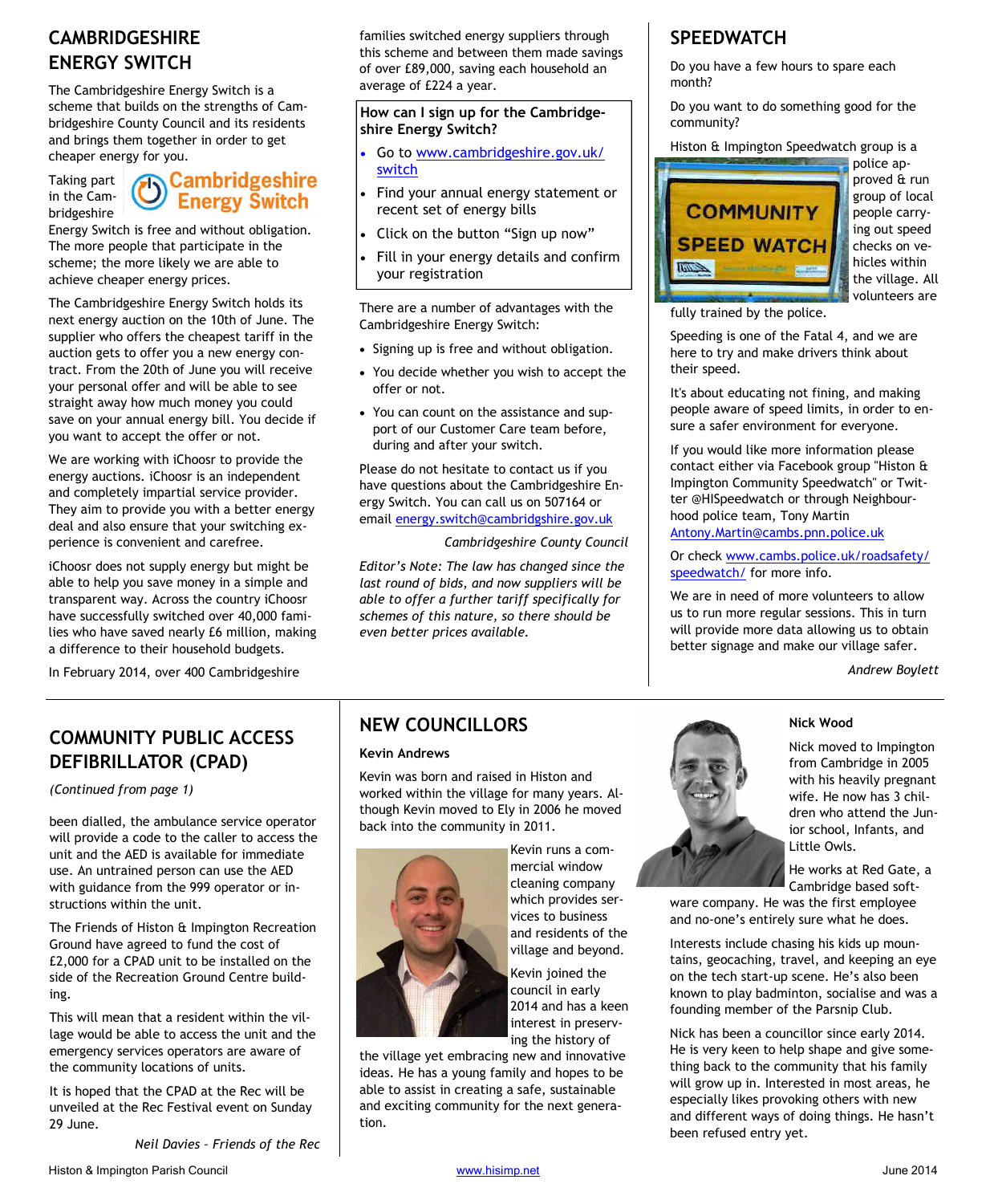## CAMBRIDGESHIRE ENERGY SWITCH

The Cambridgeshire Energy Switch is a scheme that builds on the strengths of Cambridgeshire County Council and its residents and brings them together in order to get cheaper energy for you.

Taking part in the Cambridgeshire Energy Switch is free and without obligation. The more people that participate in the scheme; the more likely we are able to achieve cheaper energy prices.

The Cambridgeshire Energy Switch holds its next energy auction on the 10th of June. The supplier who offers the cheapest tariff in the auction gets to offer you a new energy contract. From the 20th of June you will receive your personal offer and will be able to see straight away how much money you could save on your annual energy bill. You decide if you want to accept the offer or not.

We are working with iChoosr to provide the energy auctions. iChoosr is an independent and completely impartial service provider. They aim to provide you with a better energy deal and also ensure that your switching experience is convenient and carefree.

iChoosr does not supply energy but might be able to help you save money in a simple and transparent way. Across the country iChoosr have successfully switched over 40,000 families who have saved nearly £6 million, making a difference to their household budgets.

In February 2014, over 400 Cambridgeshire families switched energy suppliers through this scheme and between them made savings of over £89,000, saving each household an average of £224 a year.

**How can I sign up for the Cambridgeshire Energy Switch?**

- Go to www.cambridgeshire.gov.uk/switch
- Find your annual energy statement or recent set of energy bills
- Click on the button "Sign up now"
- Fill in your energy details and confirm your registration

There are a number of advantages with the Cambridgeshire Energy Switch:

- Signing up is free and without obligation.
- You decide whether you wish to accept the offer or not.
- You can count on the assistance and support of our Customer Care team before, during and after your switch.

Please do not hesitate to contact us if you have questions about the Cambridgeshire Energy Switch. You can call us on 507164 or email energy.switch@cambridgeshire.gov.uk

*Cambridgeshire County Council*

*Editor's Note: The law has changed since the last round of bids, and now suppliers will be able to offer a further tariff specifically for schemes of this nature, so there should be even better prices available.*

## SPEEDWATCH

Do you have a few hours to spare each month?

Do you want to do something good for the community?

Histon & Impington Speedwatch group is a police approved & run group of local people carrying out speed checks on vehicles within the village. All volunteers are fully trained by the police.

Speeding is one of the Fatal 4, and we are here to try and make drivers think about their speed.

It's about educating not fining, and making people aware of speed limits, in order to ensure a safer environment for everyone.

If you would like more information please contact either via Facebook group "Histon & Impington Community Speedwatch" or Twitter @HISpeedwatch or through Neighbourhood police team, Tony Martin Antony.Martin@cambs.pnn.police.uk

Or check www.cambs.police.uk/roadsafety/speedwatch/ for more info.

We are in need of more volunteers to allow us to run more regular sessions. This in turn will provide more data allowing us to obtain better signage and make our village safer.

*Andrew Boylett*

## COMMUNITY PUBLIC ACCESS DEFIBRILLATOR (CPAD)

*(Continued from page 1)*

been dialled, the ambulance service operator will provide a code to the caller to access the unit and the AED is available for immediate use. An untrained person can use the AED with guidance from the 999 operator or instructions within the unit.

The Friends of Histon & Impington Recreation Ground have agreed to fund the cost of £2,000 for a CPAD unit to be installed on the side of the Recreation Ground Centre building.

This will mean that a resident within the village would be able to access the unit and the emergency services operators are aware of the community locations of units.

It is hoped that the CPAD at the Rec will be unveiled at the Rec Festival event on Sunday 29 June.

*Neil Davies – Friends of the Rec*

## NEW COUNCILLORS

**Kevin Andrews**

Kevin was born and raised in Histon and worked within the village for many years. Although Kevin moved to Ely in 2006 he moved back into the community in 2011.

Kevin runs a commercial window cleaning company which provides services to business and residents of the village and beyond.

Kevin joined the council in early 2014 and has a keen interest in preserving the history of the village yet embracing new and innovative ideas. He has a young family and hopes to be able to assist in creating a safe, sustainable and exciting community for the next generation.

**Nick Wood**

Nick moved to Impington from Cambridge in 2005 with his heavily pregnant wife. He now has 3 children who attend the Junior school, Infants, and Little Owls.

He works at Red Gate, a Cambridge based software company. He was the first employee and no-one's entirely sure what he does.

Interests include chasing his kids up mountains, geocaching, travel, and keeping an eye on the tech start-up scene. He's also been known to play badminton, socialise and was a founding member of the Parsnip Club.

Nick has been a councillor since early 2014. He is very keen to help shape and give something back to the community that his family will grow up in. Interested in most areas, he especially likes provoking others with new and different ways of doing things. He hasn't been refused entry yet.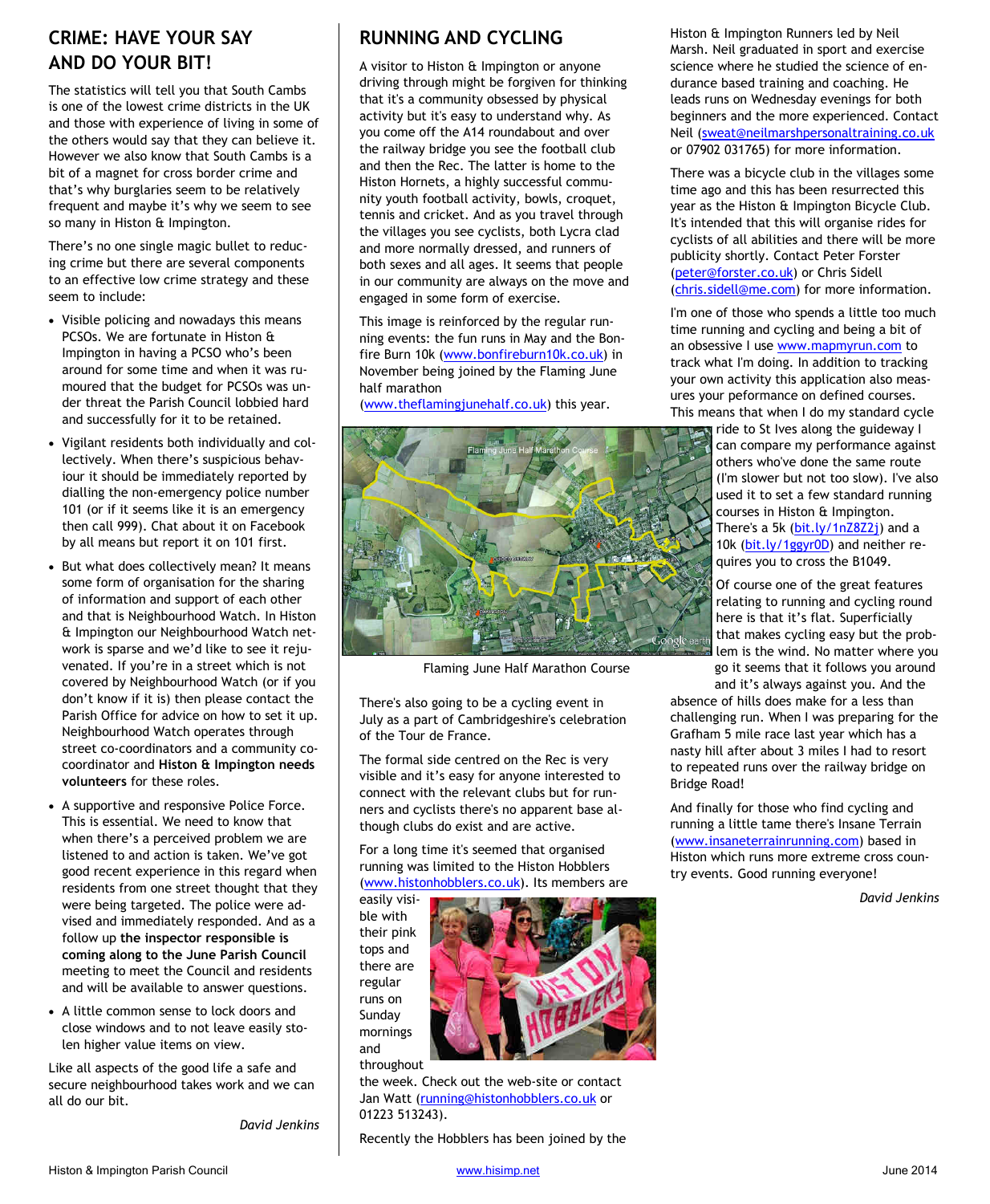## CRIME: HAVE YOUR SAY AND DO YOUR BIT!

The statistics will tell you that South Cambs is one of the lowest crime districts in the UK and those with experience of living in some of the others would say that they can believe it. However we also know that South Cambs is a bit of a magnet for cross border crime and that's why burglaries seem to be relatively frequent and maybe it's why we seem to see so many in Histon & Impington.

There's no one single magic bullet to reducing crime but there are several components to an effective low crime strategy and these seem to include:

- Visible policing and nowadays this means PCSOs. We are fortunate in Histon & Impington in having a PCSO who's been around for some time and when it was rumoured that the budget for PCSOs was under threat the Parish Council lobbied hard and successfully for it to be retained.
- Vigilant residents both individually and collectively. When there's suspicious behaviour it should be immediately reported by dialling the non-emergency police number 101 (or if it seems like it is an emergency then call 999). Chat about it on Facebook by all means but report it on 101 first.
- But what does collectively mean? It means some form of organisation for the sharing of information and support of each other and that is Neighbourhood Watch. In Histon & Impington our Neighbourhood Watch network is sparse and we'd like to see it rejuvenated. If you're in a street which is not covered by Neighbourhood Watch (or if you don't know if it is) then please contact the Parish Office for advice on how to set it up. Neighbourhood Watch operates through street co-coordinators and a community co-coordinator and **Histon & Impington needs volunteers** for these roles.
- A supportive and responsive Police Force. This is essential. We need to know that when there's a perceived problem we are listened to and action is taken. We've got good recent experience in this regard when residents from one street thought that they were being targeted. The police were advised and immediately responded. And as a follow up **the inspector responsible is coming along to the June Parish Council** meeting to meet the Council and residents and will be available to answer questions.
- A little common sense to lock doors and close windows and to not leave easily stolen higher value items on view.

Like all aspects of the good life a safe and secure neighbourhood takes work and we can all do our bit.

*David Jenkins*

## RUNNING AND CYCLING

A visitor to Histon & Impington or anyone driving through might be forgiven for thinking that it's a community obsessed by physical activity but it's easy to understand why. As you come off the A14 roundabout and over the railway bridge you see the football club and then the Rec. The latter is home to the Histon Hornets, a highly successful community youth football activity, bowls, croquet, tennis and cricket. And as you travel through the villages you see cyclists, both Lycra clad and more normally dressed, and runners of both sexes and all ages. It seems that people in our community are always on the move and engaged in some form of exercise.

This image is reinforced by the regular running events: the fun runs in May and the Bonfire Burn 10k (www.bonfireburn10k.co.uk) in November being joined by the Flaming June half marathon (www.theflamingjunehalf.co.uk) this year.

Flaming June Half Marathon Course

There's also going to be a cycling event in July as a part of Cambridgeshire's celebration of the Tour de France.

The formal side centred on the Rec is very visible and it's easy for anyone interested to connect with the relevant clubs but for runners and cyclists there's no apparent base although clubs do exist and are active.

For a long time it's seemed that organised running was limited to the Histon Hobblers (www.histonhobblers.co.uk). Its members are easily visible with their pink tops and there are regular runs on Sunday mornings and throughout the week. Check out the web-site or contact Jan Watt (running@histonhobblers.co.uk or 01223 513243).

Recently the Hobblers has been joined by the Histon & Impington Runners led by Neil Marsh. Neil graduated in sport and exercise science where he studied the science of endurance based training and coaching. He leads runs on Wednesday evenings for both beginners and the more experienced. Contact Neil (sweat@neilmarshpersonaltraining.co.uk or 07902 031765) for more information.

There was a bicycle club in the villages some time ago and this has been resurrected this year as the Histon & Impington Bicycle Club. It's intended that this will organise rides for cyclists of all abilities and there will be more publicity shortly. Contact Peter Forster (peter@forster.co.uk) or Chris Sidell (chris.sidell@me.com) for more information.

I'm one of those who spends a little too much time running and cycling and being a bit of an obsessive I use www.mapmyrun.com to track what I'm doing. In addition to tracking your own activity this application also measures your peformance on defined courses. This means that when I do my standard cycle ride to St Ives along the guideway I can compare my performance against others who've done the same route (I'm slower but not too slow). I've also used it to set a few standard running courses in Histon & Impington. There's a 5k (bit.ly/1nZ8Z2j) and a 10k (bit.ly/1ggyr0D) and neither requires you to cross the B1049.

Of course one of the great features relating to running and cycling round here is that it's flat. Superficially that makes cycling easy but the problem is the wind. No matter where you go it seems that it follows you around and it's always against you. And the absence of hills does make for a less than challenging run. When I was preparing for the Grafham 5 mile race last year which has a nasty hill after about 3 miles I had to resort to repeated runs over the railway bridge on Bridge Road!

And finally for those who find cycling and running a little tame there's Insane Terrain (www.insaneterrainrunning.com) based in Histon which runs more extreme cross country events. Good running everyone!

*David Jenkins*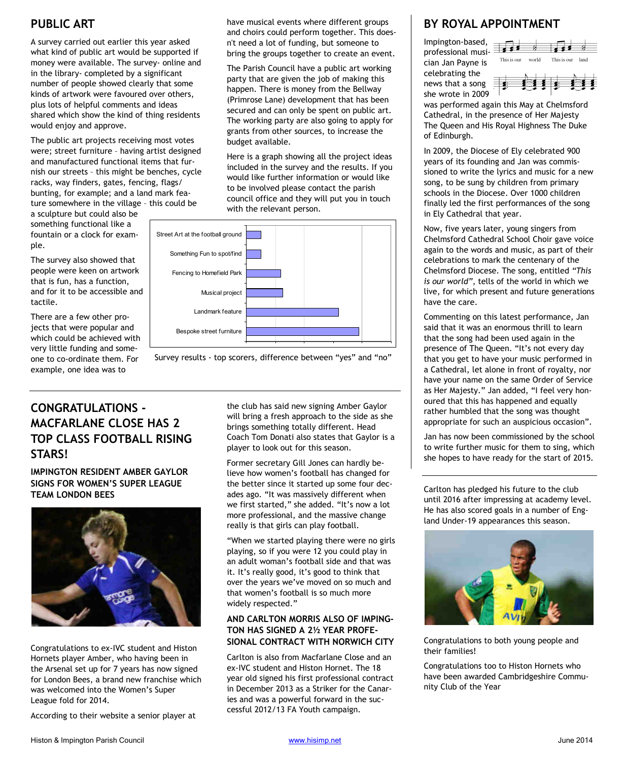## PUBLIC ART

A survey carried out earlier this year asked what kind of public art would be supported if money were available. The survey- online and in the library- completed by a significant number of people showed clearly that some kinds of artwork were favoured over others, plus lots of helpful comments and ideas shared which show the kind of thing residents would enjoy and approve.

The public art projects receiving most votes were; street furniture – having artist designed and manufactured functional items that furnish our streets – this might be benches, cycle racks, way finders, gates, fencing, flags/ bunting, for example; and a land mark feature somewhere in the village – this could be a sculpture but could also be something functional like a fountain or a clock for example.

The survey also showed that people were keen on artwork that is fun, has a function, and for it to be accessible and tactile.

There are a few other projects that were popular and which could be achieved with very little funding and someone to co-ordinate them. For example, one idea was to have musical events where different groups and choirs could perform together. This doesn't need a lot of funding, but someone to bring the groups together to create an event.

The Parish Council have a public art working party that are given the job of making this happen. There is money from the Bellway (Primrose Lane) development that has been secured and can only be spent on public art. The working party are also going to apply for grants from other sources, to increase the budget available.

Here is a graph showing all the project ideas included in the survey and the results. If you would like further information or would like to be involved please contact the parish council office and they will put you in touch with the relevant person.

- Street Art at the football ground
- Something Fun to spot/find
- Fencing to Homefield Park
- Musical project
- Landmark feature
- Bespoke street furniture

Survey results - top scorers, difference between "yes" and "no"

## CONGRATULATIONS - MACFARLANE CLOSE HAS 2 TOP CLASS FOOTBALL RISING STARS!

### IMPINGTON RESIDENT AMBER GAYLOR SIGNS FOR WOMEN'S SUPER LEAGUE TEAM LONDON BEES

Congratulations to ex-IVC student and Histon Hornets player Amber, who having been in the Arsenal set up for 7 years has now signed for London Bees, a brand new franchise which was welcomed into the Women's Super League fold for 2014.

According to their website a senior player at the club has said new signing Amber Gaylor will bring a fresh approach to the side as she brings something totally different. Head Coach Tom Donati also states that Gaylor is a player to look out for this season.

Former secretary Gill Jones can hardly believe how women's football has changed for the better since it started up some four decades ago. "It was massively different when we first started," she added. "It's now a lot more professional, and the massive change really is that girls can play football.

"When we started playing there were no girls playing, so if you were 12 you could play in an adult woman's football side and that was it. It's really good, it's good to think that over the years we've moved on so much and that women's football is so much more widely respected."

### AND CARLTON MORRIS ALSO OF IMPINGTON HAS SIGNED A 2½ YEAR PROFESIONAL CONTRACT WITH NORWICH CITY

Carlton is also from Macfarlane Close and an ex-IVC student and Histon Hornet. The 18 year old signed his first professional contract in December 2013 as a Striker for the Canaries and was a powerful forward in the successful 2012/13 FA Youth campaign.

Carlton has pledged his future to the club until 2016 after impressing at academy level. He has also scored goals in a number of England Under-19 appearances this season.

Congratulations to both young people and their families!

Congratulations too to Histon Hornets who have been awarded Cambridgeshire Community Club of the Year

## BY ROYAL APPOINTMENT

Impington-based, professional musician Jan Payne is celebrating the news that a song she wrote in 2009 was performed again this May at Chelmsford Cathedral, in the presence of Her Majesty The Queen and His Royal Highness The Duke of Edinburgh.

In 2009, the Diocese of Ely celebrated 900 years of its founding and Jan was commissioned to write the lyrics and music for a new song, to be sung by children from primary schools in the Diocese. Over 1000 children finally led the first performances of the song in Ely Cathedral that year.

Now, five years later, young singers from Chelmsford Cathedral School Choir gave voice again to the words and music, as part of their celebrations to mark the centenary of the Chelmsford Diocese. The song, entitled *"This is our world"*, tells of the world in which we live, for which present and future generations have the care.

Commenting on this latest performance, Jan said that it was an enormous thrill to learn that the song had been used again in the presence of The Queen. "It's not every day that you get to have your music performed in a Cathedral, let alone in front of royalty, nor have your name on the same Order of Service as Her Majesty." Jan added, "I feel very honoured that this has happened and equally rather humbled that the song was thought appropriate for such an auspicious occasion".

Jan has now been commissioned by the school to write further music for them to sing, which she hopes to have ready for the start of 2015.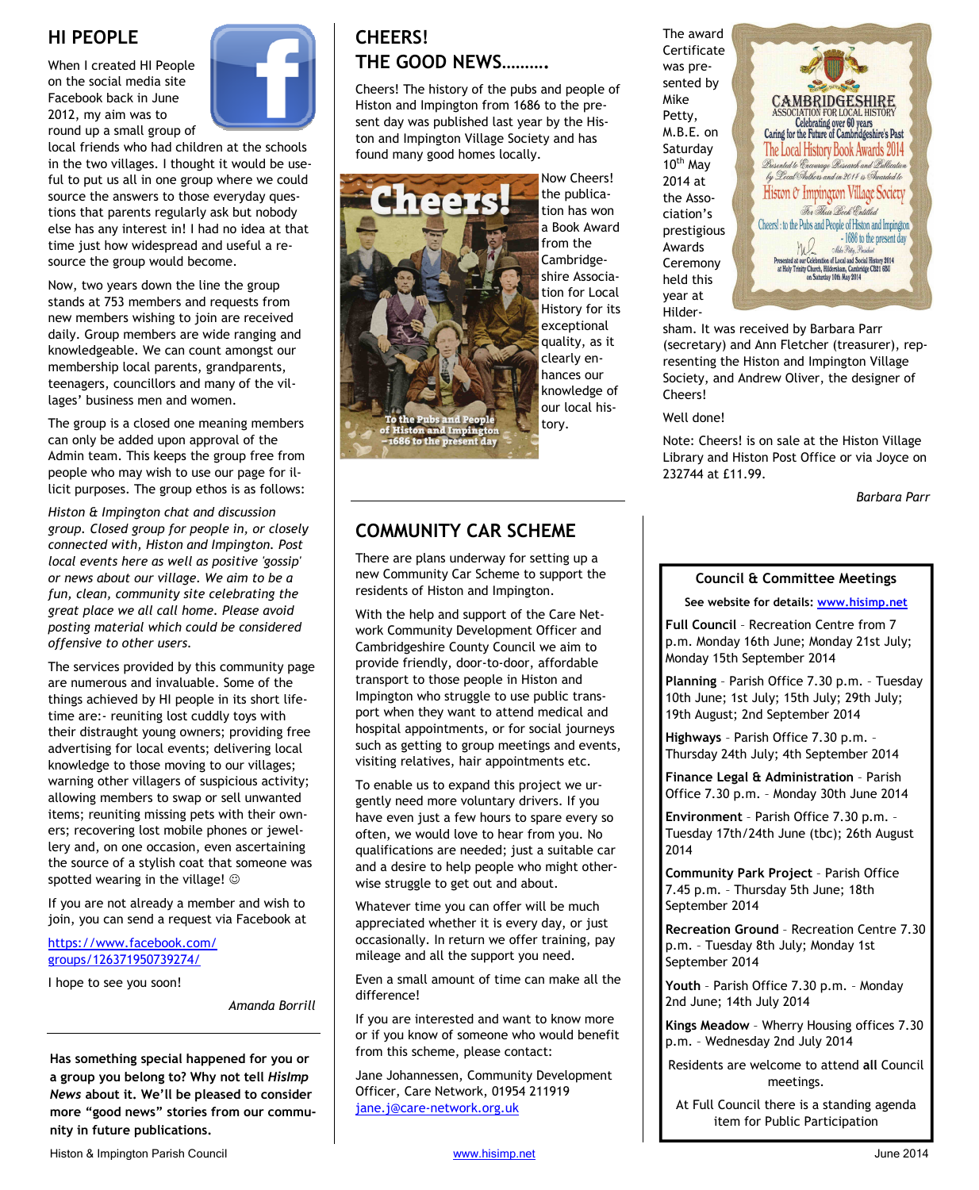## HI PEOPLE

When I created HI People on the social media site Facebook back in June 2012, my aim was to round up a small group of local friends who had children at the schools in the two villages. I thought it would be useful to put us all in one group where we could source the answers to those everyday questions that parents regularly ask but nobody else has any interest in! I had no idea at that time just how widespread and useful a resource the group would become.

Now, two years down the line the group stands at 753 members and requests from new members wishing to join are received daily. Group members are wide ranging and knowledgeable. We can count amongst our membership local parents, grandparents, teenagers, councillors and many of the villages' business men and women.

The group is a closed one meaning members can only be added upon approval of the Admin team. This keeps the group free from people who may wish to use our page for illicit purposes. The group ethos is as follows:

*Histon & Impington chat and discussion group. Closed group for people in, or closely connected with, Histon and Impington. Post local events here as well as positive 'gossip' or news about our village. We aim to be a fun, clean, community site celebrating the great place we all call home. Please avoid posting material which could be considered offensive to other users.*

The services provided by this community page are numerous and invaluable. Some of the things achieved by HI people in its short lifetime are:- reuniting lost cuddly toys with their distraught young owners; providing free advertising for local events; delivering local knowledge to those moving to our villages; warning other villagers of suspicious activity; allowing members to swap or sell unwanted items; reuniting missing pets with their owners; recovering lost mobile phones or jewellery and, on one occasion, even ascertaining the source of a stylish coat that someone was spotted wearing in the village! ☺

If you are not already a member and wish to join, you can send a request via Facebook at

https://www.facebook.com/groups/126371950739274/

I hope to see you soon!

*Amanda Borrill*

**Has something special happened for you or a group you belong to? Why not tell *HisImp News* about it. We'll be pleased to consider more "good news" stories from our community in future publications.**

## CHEERS! THE GOOD NEWS.........

Cheers! The history of the pubs and people of Histon and Impington from 1686 to the present day was published last year by the Histon and Impington Village Society and has found many good homes locally.

Cheers!

To the Pubs and People of Histon and Impington —1686 to the present day

Now Cheers! the publication has won a Book Award from the Cambridgeshire Association for Local History for its exceptional quality, as it clearly enhances our knowledge of our local history.

The award Certificate was presented by Mike Petty, M.B.E. on Saturday 10th May 2014 at the Association's prestigious Awards Ceremony held this year at Hildersham. It was received by Barbara Parr (secretary) and Ann Fletcher (treasurer), representing the Histon and Impington Village Society, and Andrew Oliver, the designer of Cheers!

CAMBRIDGESHIRE ASSOCIATION FOR LOCAL HISTORY
Celebrating over 60 years
Caring for the Future of Cambridgeshire's Past
The Local History Book Awards 2014
Presented to Encourage Research and Publication by Local Authors and in 2014 is Awarded to
Histon & Impington Village Society
For Their Book Entitled
Cheers!: to the Pubs and People of Histon and Impington - 1686 to the present day
Mike Petty, President
Presented at our Celebration of Local and Social History 2014 at Holy Trinity Church, Hildersham, Cambridge CB21 6BU on Saturday 10th May 2014

Well done!

Note: Cheers! is on sale at the Histon Village Library and Histon Post Office or via Joyce on 232744 at £11.99.

*Barbara Parr*

## COMMUNITY CAR SCHEME

There are plans underway for setting up a new Community Car Scheme to support the residents of Histon and Impington.

With the help and support of the Care Network Community Development Officer and Cambridgeshire County Council we aim to provide friendly, door-to-door, affordable transport to those people in Histon and Impington who struggle to use public transport when they want to attend medical and hospital appointments, or for social journeys such as getting to group meetings and events, visiting relatives, hair appointments etc.

To enable us to expand this project we urgently need more voluntary drivers. If you have even just a few hours to spare every so often, we would love to hear from you. No qualifications are needed; just a suitable car and a desire to help people who might otherwise struggle to get out and about.

Whatever time you can offer will be much appreciated whether it is every day, or just occasionally. In return we offer training, pay mileage and all the support you need.

Even a small amount of time can make all the difference!

If you are interested and want to know more or if you know of someone who would benefit from this scheme, please contact:

Jane Johannessen, Community Development Officer, Care Network, 01954 211919 jane.j@care-network.org.uk

### Council & Committee Meetings

**See website for details: www.hisimp.net**

**Full Council** – Recreation Centre from 7 p.m. Monday 16th June; Monday 21st July; Monday 15th September 2014

**Planning** – Parish Office 7.30 p.m. – Tuesday 10th June; 1st July; 15th July; 29th July; 19th August; 2nd September 2014

**Highways** – Parish Office 7.30 p.m. – Thursday 24th July; 4th September 2014

**Finance Legal & Administration** – Parish Office 7.30 p.m. – Monday 30th June 2014

**Environment** – Parish Office 7.30 p.m. – Tuesday 17th/24th June (tbc); 26th August 2014

**Community Park Project** – Parish Office 7.45 p.m. – Thursday 5th June; 18th September 2014

**Recreation Ground** – Recreation Centre 7.30 p.m. – Tuesday 8th July; Monday 1st September 2014

**Youth** – Parish Office 7.30 p.m. – Monday 2nd June; 14th July 2014

**Kings Meadow** – Wherry Housing offices 7.30 p.m. – Wednesday 2nd July 2014

Residents are welcome to attend **all** Council meetings.

At Full Council there is a standing agenda item for Public Participation